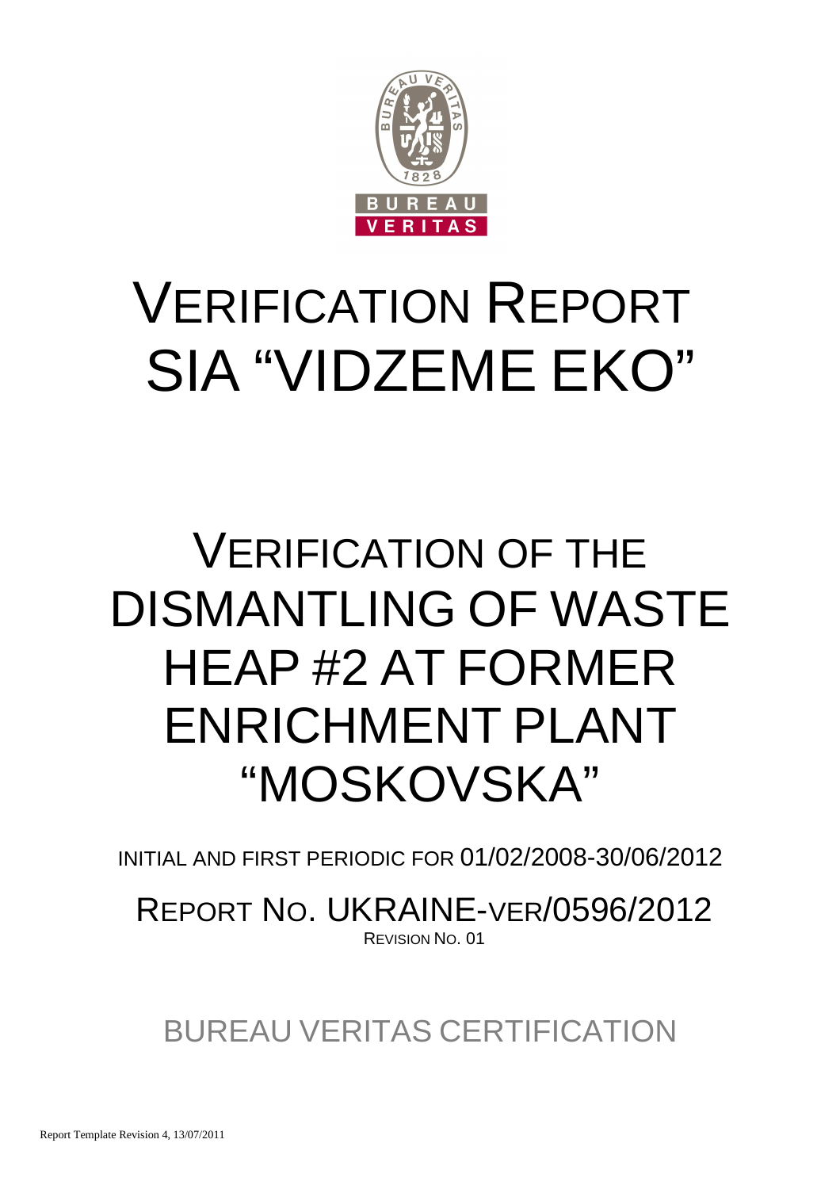# VERIFICATION REPORT SIA "VIDZEME EKO"

# VERIFICATION OF THE DISMANTLING OF WASTE HEAP #2 AT FORMER ENRICHMENT PLANT "MOSKOVSKA"

INITIAL AND FIRST PERIODIC FOR 01/02/2008-30/06/2012

REPORT NO. UKRAINE-VER/0596/2012

REVISION NO. 01

BUREAU VERITAS CERTIFICATION

Report Template Revision 4, 13/07/2011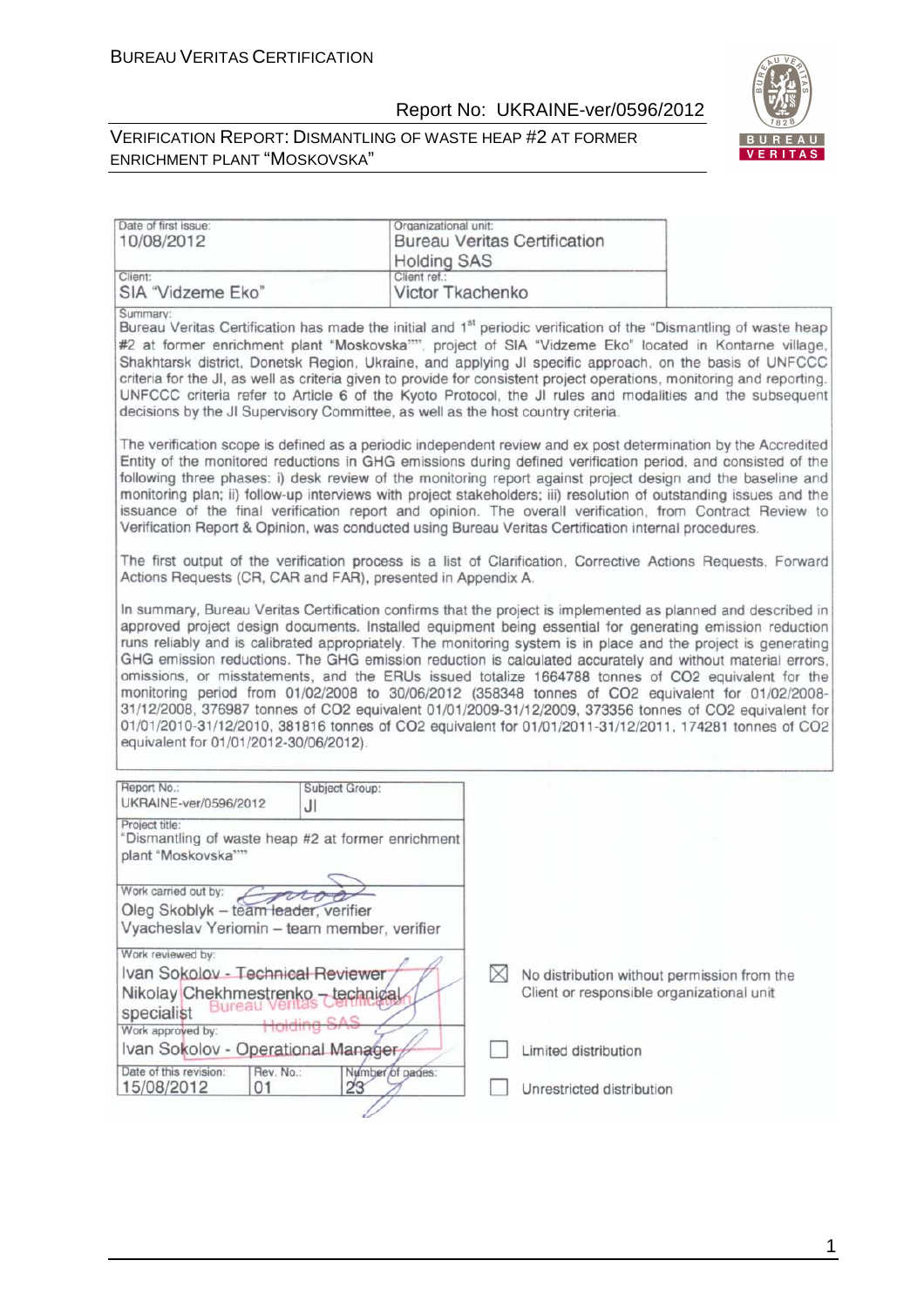| Date of first issue: 10/08/2012 | Organizational unit: Bureau Veritas Certification Holding SAS |
|---|---|
| Client: SIA "Vidzeme Eko" | Client ref.: Victor Tkachenko |

Summary:

Bureau Veritas Certification has made the initial and 1st periodic verification of the "Dismantling of waste heap #2 at former enrichment plant "Moskovska"", project of SIA "Vidzeme Eko" located in Kontarne village, Shakhtarsk district, Donetsk Region, Ukraine, and applying JI specific approach, on the basis of UNFCCC criteria for the JI, as well as criteria given to provide for consistent project operations, monitoring and reporting. UNFCCC criteria refer to Article 6 of the Kyoto Protocol, the JI rules and modalities and the subsequent decisions by the JI Supervisory Committee, as well as the host country criteria.

The verification scope is defined as a periodic independent review and ex post determination by the Accredited Entity of the monitored reductions in GHG emissions during defined verification period, and consisted of the following three phases: i) desk review of the monitoring report against project design and the baseline and monitoring plan; ii) follow-up interviews with project stakeholders; iii) resolution of outstanding issues and the issuance of the final verification report and opinion. The overall verification, from Contract Review to Verification Report & Opinion, was conducted using Bureau Veritas Certification internal procedures.

The first output of the verification process is a list of Clarification, Corrective Actions Requests, Forward Actions Requests (CR, CAR and FAR), presented in Appendix A.

In summary, Bureau Veritas Certification confirms that the project is implemented as planned and described in approved project design documents. Installed equipment being essential for generating emission reduction runs reliably and is calibrated appropriately. The monitoring system is in place and the project is generating GHG emission reductions. The GHG emission reduction is calculated accurately and without material errors, omissions, or misstatements, and the ERUs issued totalize 1664788 tonnes of CO2 equivalent for the monitoring period from 01/02/2008 to 30/06/2012 (358348 tonnes of CO2 equivalent for 01/02/2008-31/12/2008, 376987 tonnes of CO2 equivalent 01/01/2009-31/12/2009, 373356 tonnes of CO2 equivalent for 01/01/2010-31/12/2010, 381816 tonnes of CO2 equivalent for 01/01/2011-31/12/2011, 174281 tonnes of CO2 equivalent for 01/01/2012-30/06/2012).

| Report No.: UKRAINE-ver/0596/2012 | Subject Group: JI | |
|---|---|---|
| Project title: "Dismantling of waste heap #2 at former enrichment plant "Moskovska"" | | |
| Work carried out by: Oleg Skoblyk – team leader, verifier; Vyacheslav Yeriomin – team member, verifier | | |
| Work reviewed by: Ivan Sokolov - Technical Reviewer; Nikolay Chekhmestrenko – technical specialist | | |
| Work approved by: Ivan Sokolov - Operational Manager | | |
| Date of this revision: 15/08/2012 | Rev. No.: 01 | Number of pages: 23 |

- ☒ No distribution without permission from the Client or responsible organizational unit
- ☐ Limited distribution
- ☐ Unrestricted distribution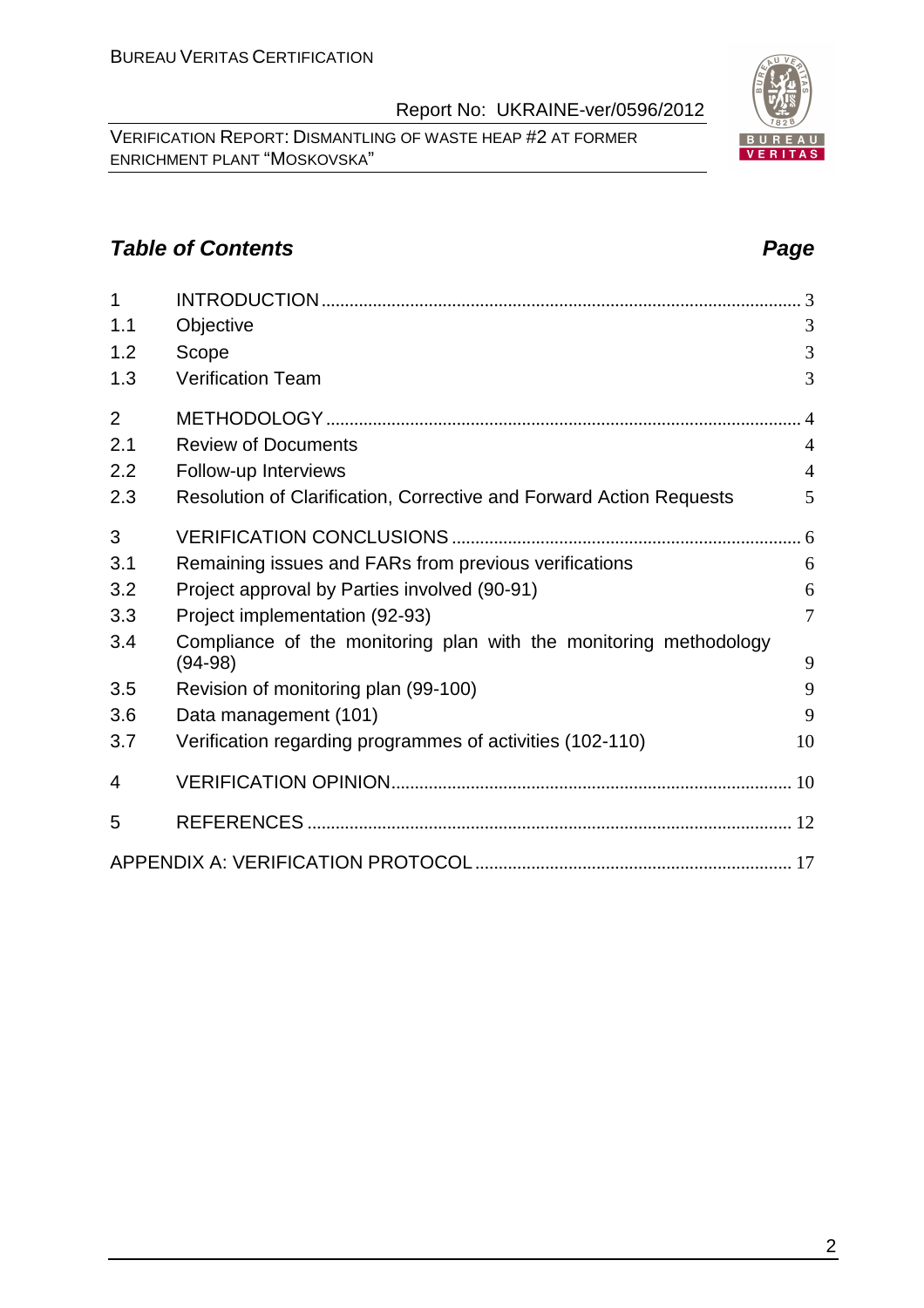## *Table of Contents* *Page*

| | | |
|---|---|---|
| 1 | INTRODUCTION | 3 |
| 1.1 | Objective | 3 |
| 1.2 | Scope | 3 |
| 1.3 | Verification Team | 3 |
| 2 | METHODOLOGY | 4 |
| 2.1 | Review of Documents | 4 |
| 2.2 | Follow-up Interviews | 4 |
| 2.3 | Resolution of Clarification, Corrective and Forward Action Requests | 5 |
| 3 | VERIFICATION CONCLUSIONS | 6 |
| 3.1 | Remaining issues and FARs from previous verifications | 6 |
| 3.2 | Project approval by Parties involved (90-91) | 6 |
| 3.3 | Project implementation (92-93) | 7 |
| 3.4 | Compliance of the monitoring plan with the monitoring methodology (94-98) | 9 |
| 3.5 | Revision of monitoring plan (99-100) | 9 |
| 3.6 | Data management (101) | 9 |
| 3.7 | Verification regarding programmes of activities (102-110) | 10 |
| 4 | VERIFICATION OPINION | 10 |
| 5 | REFERENCES | 12 |
| | APPENDIX A: VERIFICATION PROTOCOL | 17 |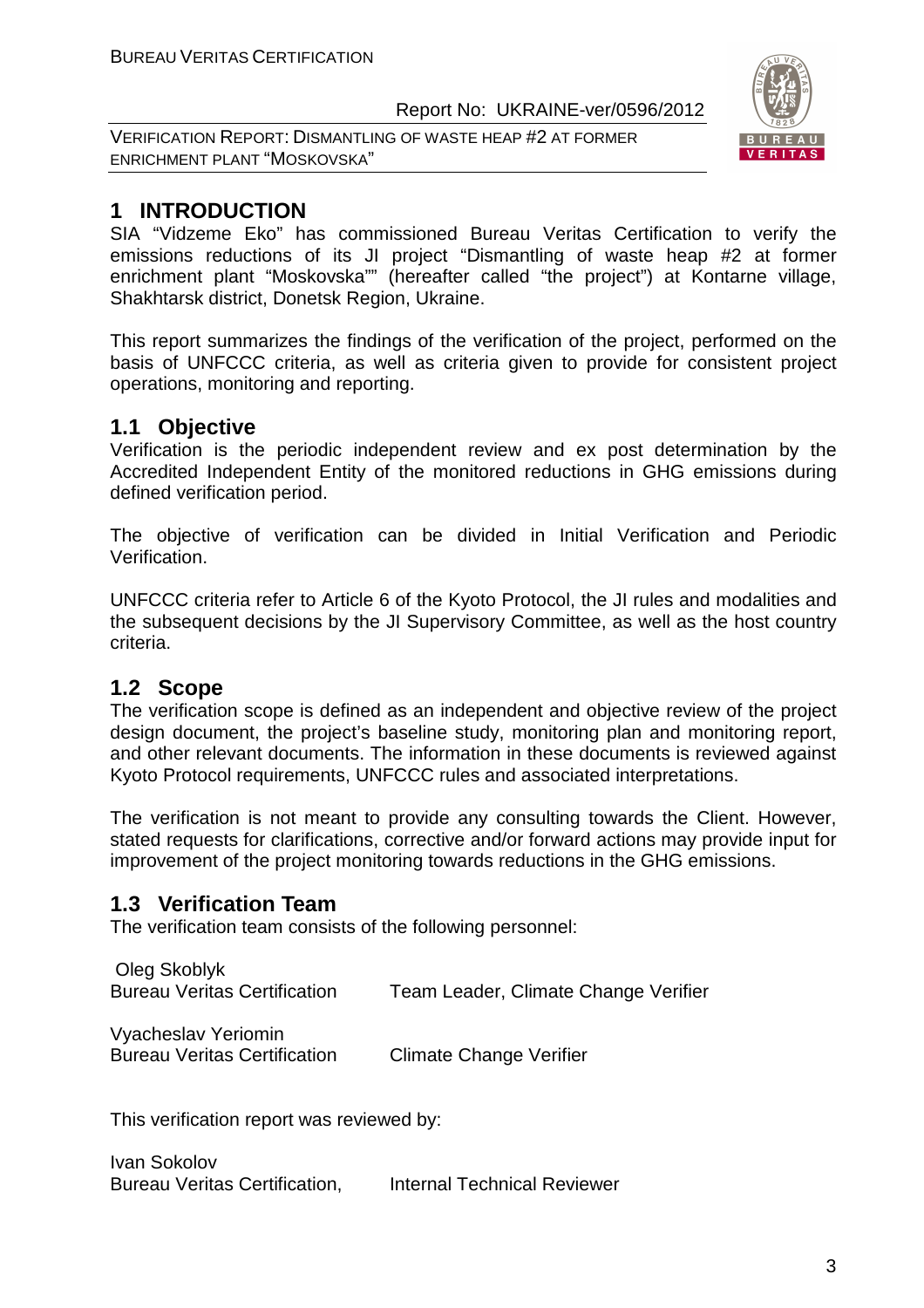# 1 INTRODUCTION

SIA "Vidzeme Eko" has commissioned Bureau Veritas Certification to verify the emissions reductions of its JI project "Dismantling of waste heap #2 at former enrichment plant "Moskovska"" (hereafter called "the project") at Kontarne village, Shakhtarsk district, Donetsk Region, Ukraine.

This report summarizes the findings of the verification of the project, performed on the basis of UNFCCC criteria, as well as criteria given to provide for consistent project operations, monitoring and reporting.

## 1.1 Objective

Verification is the periodic independent review and ex post determination by the Accredited Independent Entity of the monitored reductions in GHG emissions during defined verification period.

The objective of verification can be divided in Initial Verification and Periodic Verification.

UNFCCC criteria refer to Article 6 of the Kyoto Protocol, the JI rules and modalities and the subsequent decisions by the JI Supervisory Committee, as well as the host country criteria.

## 1.2 Scope

The verification scope is defined as an independent and objective review of the project design document, the project's baseline study, monitoring plan and monitoring report, and other relevant documents. The information in these documents is reviewed against Kyoto Protocol requirements, UNFCCC rules and associated interpretations.

The verification is not meant to provide any consulting towards the Client. However, stated requests for clarifications, corrective and/or forward actions may provide input for improvement of the project monitoring towards reductions in the GHG emissions.

## 1.3 Verification Team

The verification team consists of the following personnel:

| | |
|---|---|
| Oleg Skoblyk<br>Bureau Veritas Certification | Team Leader, Climate Change Verifier |
| Vyacheslav Yeriomin<br>Bureau Veritas Certification | Climate Change Verifier |

This verification report was reviewed by:

| | |
|---|---|
| Ivan Sokolov<br>Bureau Veritas Certification, | Internal Technical Reviewer |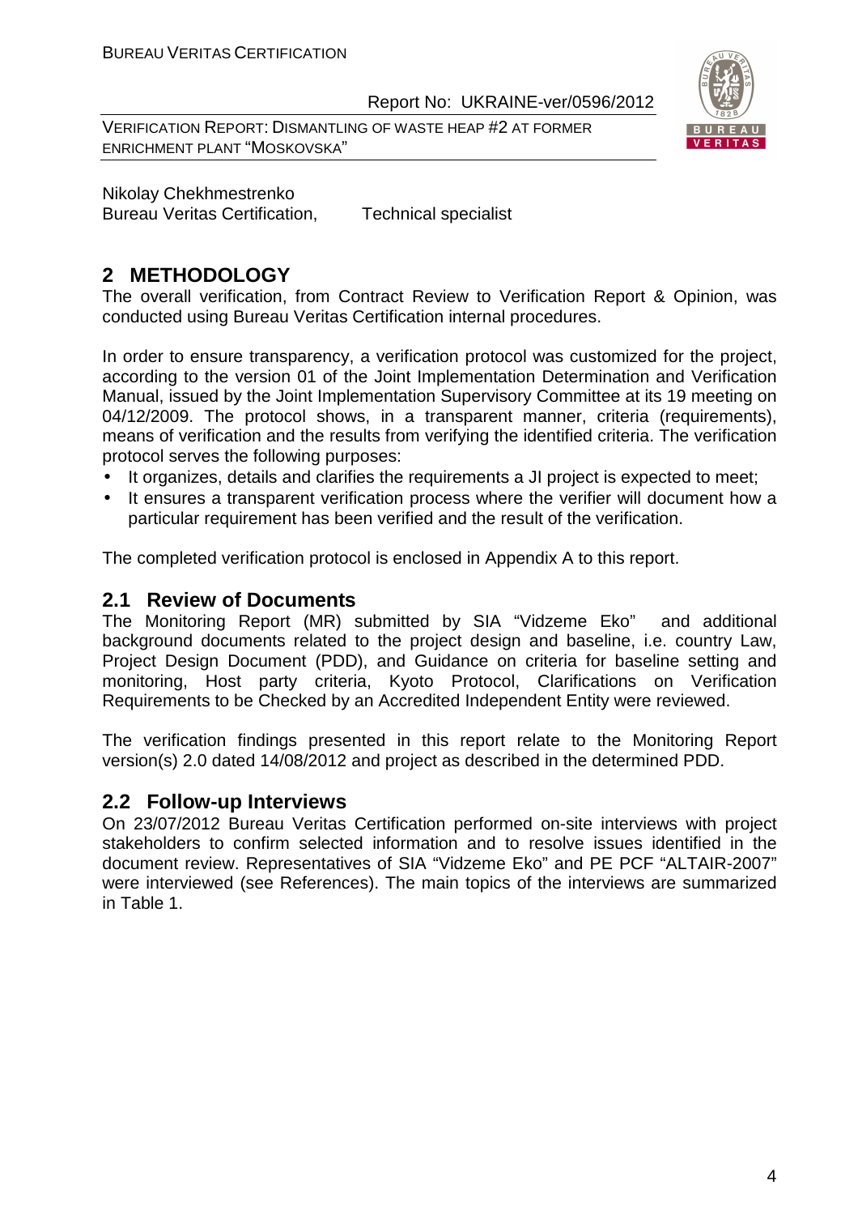Nikolay Chekhmestrenko
Bureau Veritas Certification, Technical specialist

# 2 METHODOLOGY

The overall verification, from Contract Review to Verification Report & Opinion, was conducted using Bureau Veritas Certification internal procedures.

In order to ensure transparency, a verification protocol was customized for the project, according to the version 01 of the Joint Implementation Determination and Verification Manual, issued by the Joint Implementation Supervisory Committee at its 19 meeting on 04/12/2009. The protocol shows, in a transparent manner, criteria (requirements), means of verification and the results from verifying the identified criteria. The verification protocol serves the following purposes:

- It organizes, details and clarifies the requirements a JI project is expected to meet;
- It ensures a transparent verification process where the verifier will document how a particular requirement has been verified and the result of the verification.

The completed verification protocol is enclosed in Appendix A to this report.

## 2.1 Review of Documents

The Monitoring Report (MR) submitted by SIA "Vidzeme Eko" and additional background documents related to the project design and baseline, i.e. country Law, Project Design Document (PDD), and Guidance on criteria for baseline setting and monitoring, Host party criteria, Kyoto Protocol, Clarifications on Verification Requirements to be Checked by an Accredited Independent Entity were reviewed.

The verification findings presented in this report relate to the Monitoring Report version(s) 2.0 dated 14/08/2012 and project as described in the determined PDD.

## 2.2 Follow-up Interviews

On 23/07/2012 Bureau Veritas Certification performed on-site interviews with project stakeholders to confirm selected information and to resolve issues identified in the document review. Representatives of SIA "Vidzeme Eko" and PE PCF "ALTAIR-2007" were interviewed (see References). The main topics of the interviews are summarized in Table 1.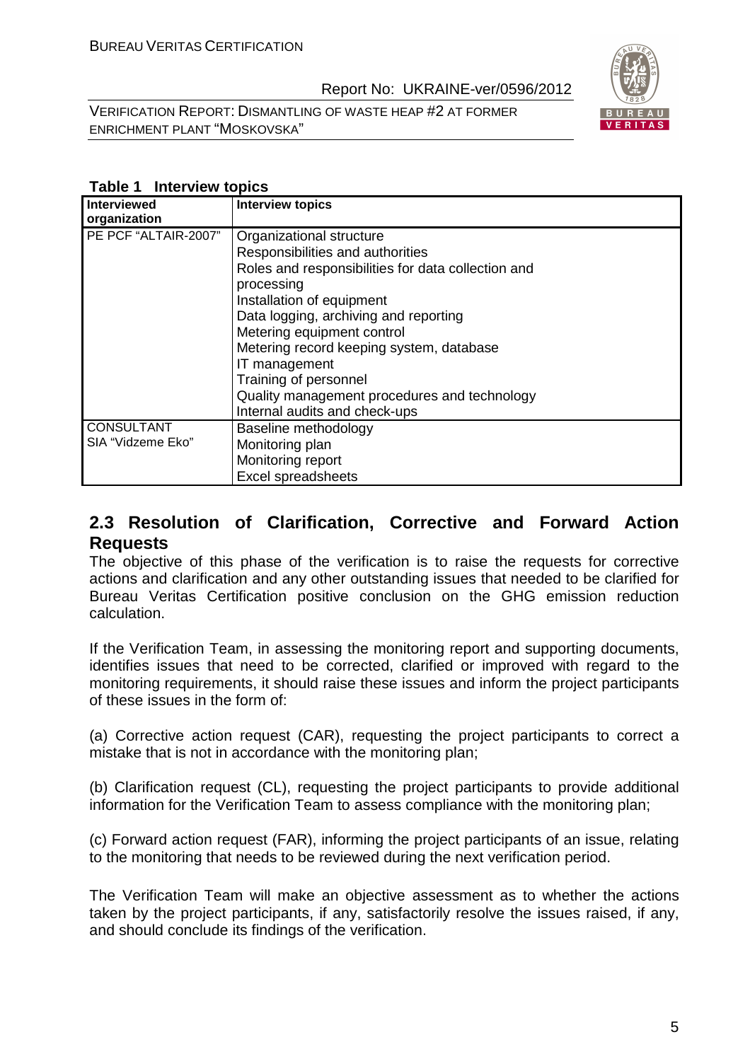**Table 1 Interview topics**

| Interviewed organization | Interview topics |
|---|---|
| PE PCF "ALTAIR-2007" | Organizational structure<br>Responsibilities and authorities<br>Roles and responsibilities for data collection and processing<br>Installation of equipment<br>Data logging, archiving and reporting<br>Metering equipment control<br>Metering record keeping system, database<br>IT management<br>Training of personnel<br>Quality management procedures and technology<br>Internal audits and check-ups |
| CONSULTANT SIA "Vidzeme Eko" | Baseline methodology<br>Monitoring plan<br>Monitoring report<br>Excel spreadsheets |

## 2.3 Resolution of Clarification, Corrective and Forward Action Requests

The objective of this phase of the verification is to raise the requests for corrective actions and clarification and any other outstanding issues that needed to be clarified for Bureau Veritas Certification positive conclusion on the GHG emission reduction calculation.

If the Verification Team, in assessing the monitoring report and supporting documents, identifies issues that need to be corrected, clarified or improved with regard to the monitoring requirements, it should raise these issues and inform the project participants of these issues in the form of:

(a) Corrective action request (CAR), requesting the project participants to correct a mistake that is not in accordance with the monitoring plan;

(b) Clarification request (CL), requesting the project participants to provide additional information for the Verification Team to assess compliance with the monitoring plan;

(c) Forward action request (FAR), informing the project participants of an issue, relating to the monitoring that needs to be reviewed during the next verification period.

The Verification Team will make an objective assessment as to whether the actions taken by the project participants, if any, satisfactorily resolve the issues raised, if any, and should conclude its findings of the verification.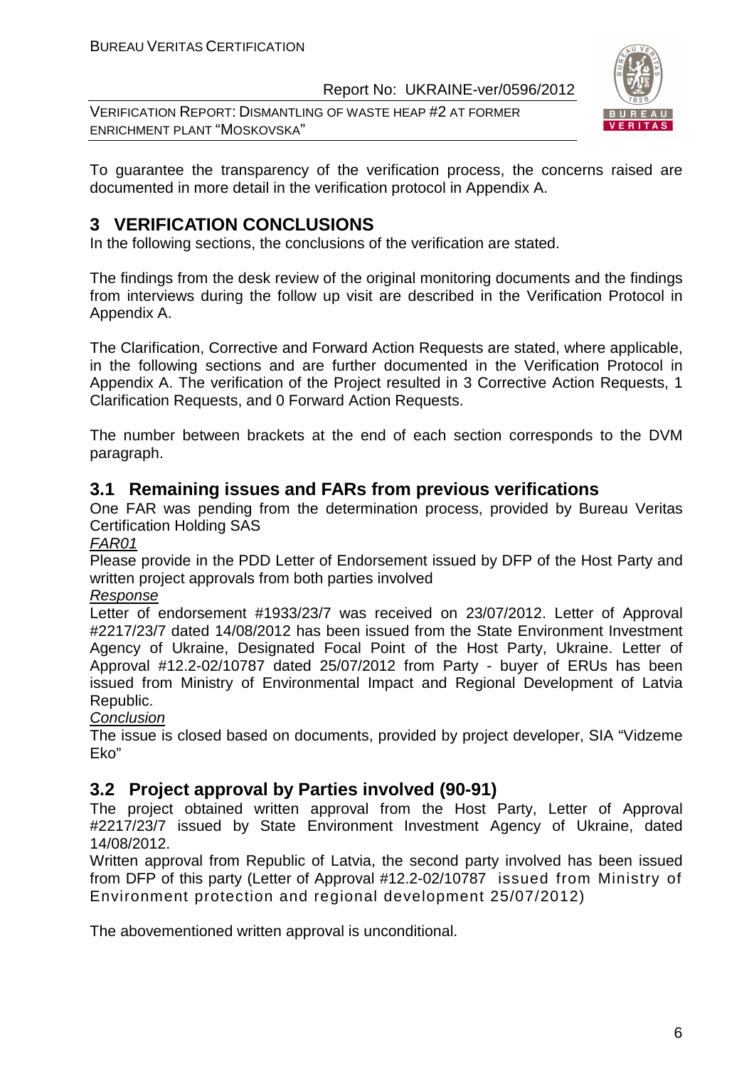To guarantee the transparency of the verification process, the concerns raised are documented in more detail in the verification protocol in Appendix A.

# 3 VERIFICATION CONCLUSIONS

In the following sections, the conclusions of the verification are stated.

The findings from the desk review of the original monitoring documents and the findings from interviews during the follow up visit are described in the Verification Protocol in Appendix A.

The Clarification, Corrective and Forward Action Requests are stated, where applicable, in the following sections and are further documented in the Verification Protocol in Appendix A. The verification of the Project resulted in 3 Corrective Action Requests, 1 Clarification Requests, and 0 Forward Action Requests.

The number between brackets at the end of each section corresponds to the DVM paragraph.

## 3.1 Remaining issues and FARs from previous verifications

One FAR was pending from the determination process, provided by Bureau Veritas Certification Holding SAS

FAR01

Please provide in the PDD Letter of Endorsement issued by DFP of the Host Party and written project approvals from both parties involved

Response

Letter of endorsement #1933/23/7 was received on 23/07/2012. Letter of Approval #2217/23/7 dated 14/08/2012 has been issued from the State Environment Investment Agency of Ukraine, Designated Focal Point of the Host Party, Ukraine. Letter of Approval #12.2-02/10787 dated 25/07/2012 from Party - buyer of ERUs has been issued from Ministry of Environmental Impact and Regional Development of Latvia Republic.

Conclusion

The issue is closed based on documents, provided by project developer, SIA "Vidzeme Eko"

## 3.2 Project approval by Parties involved (90-91)

The project obtained written approval from the Host Party, Letter of Approval #2217/23/7 issued by State Environment Investment Agency of Ukraine, dated 14/08/2012.

Written approval from Republic of Latvia, the second party involved has been issued from DFP of this party (Letter of Approval #12.2-02/10787 issued from Ministry of Environment protection and regional development 25/07/2012)

The abovementioned written approval is unconditional.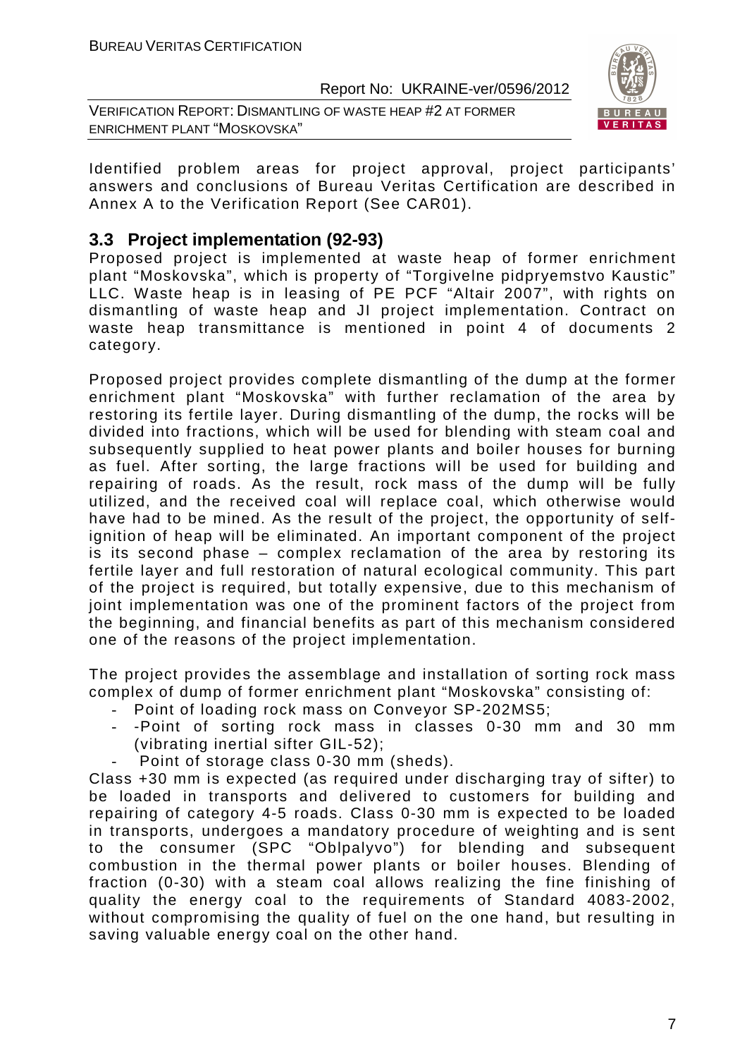Identified problem areas for project approval, project participants' answers and conclusions of Bureau Veritas Certification are described in Annex A to the Verification Report (See CAR01).

## 3.3 Project implementation (92-93)

Proposed project is implemented at waste heap of former enrichment plant "Moskovska", which is property of "Torgivelne pidpryemstvo Kaustic" LLC. Waste heap is in leasing of PE PCF "Altair 2007", with rights on dismantling of waste heap and JI project implementation. Contract on waste heap transmittance is mentioned in point 4 of documents 2 category.

Proposed project provides complete dismantling of the dump at the former enrichment plant "Moskovska" with further reclamation of the area by restoring its fertile layer. During dismantling of the dump, the rocks will be divided into fractions, which will be used for blending with steam coal and subsequently supplied to heat power plants and boiler houses for burning as fuel. After sorting, the large fractions will be used for building and repairing of roads. As the result, rock mass of the dump will be fully utilized, and the received coal will replace coal, which otherwise would have had to be mined. As the result of the project, the opportunity of self-ignition of heap will be eliminated. An important component of the project is its second phase – complex reclamation of the area by restoring its fertile layer and full restoration of natural ecological community. This part of the project is required, but totally expensive, due to this mechanism of joint implementation was one of the prominent factors of the project from the beginning, and financial benefits as part of this mechanism considered one of the reasons of the project implementation.

The project provides the assemblage and installation of sorting rock mass complex of dump of former enrichment plant "Moskovska" consisting of:

- Point of loading rock mass on Conveyor SP-202MS5;
- -Point of sorting rock mass in classes 0-30 mm and 30 mm (vibrating inertial sifter GIL-52);
- Point of storage class 0-30 mm (sheds).

Class +30 mm is expected (as required under discharging tray of sifter) to be loaded in transports and delivered to customers for building and repairing of category 4-5 roads. Class 0-30 mm is expected to be loaded in transports, undergoes a mandatory procedure of weighting and is sent to the consumer (SPC "Oblpalyvo") for blending and subsequent combustion in the thermal power plants or boiler houses. Blending of fraction (0-30) with a steam coal allows realizing the fine finishing of quality the energy coal to the requirements of Standard 4083-2002, without compromising the quality of fuel on the one hand, but resulting in saving valuable energy coal on the other hand.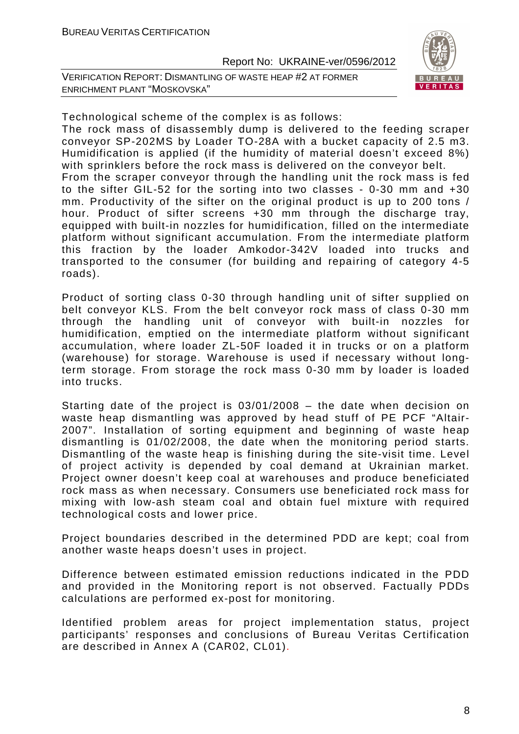Technological scheme of the complex is as follows:

The rock mass of disassembly dump is delivered to the feeding scraper conveyor SP-202MS by Loader TO-28A with a bucket capacity of 2.5 m3. Humidification is applied (if the humidity of material doesn't exceed 8%) with sprinklers before the rock mass is delivered on the conveyor belt.

From the scraper conveyor through the handling unit the rock mass is fed to the sifter GIL-52 for the sorting into two classes - 0-30 mm and +30 mm. Productivity of the sifter on the original product is up to 200 tons / hour. Product of sifter screens +30 mm through the discharge tray, equipped with built-in nozzles for humidification, filled on the intermediate platform without significant accumulation. From the intermediate platform this fraction by the loader Amkodor-342V loaded into trucks and transported to the consumer (for building and repairing of category 4-5 roads).

Product of sorting class 0-30 through handling unit of sifter supplied on belt conveyor KLS. From the belt conveyor rock mass of class 0-30 mm through the handling unit of conveyor with built-in nozzles for humidification, emptied on the intermediate platform without significant accumulation, where loader ZL-50F loaded it in trucks or on a platform (warehouse) for storage. Warehouse is used if necessary without long-term storage. From storage the rock mass 0-30 mm by loader is loaded into trucks.

Starting date of the project is 03/01/2008 – the date when decision on waste heap dismantling was approved by head stuff of PE PCF "Altair-2007". Installation of sorting equipment and beginning of waste heap dismantling is 01/02/2008, the date when the monitoring period starts. Dismantling of the waste heap is finishing during the site-visit time. Level of project activity is depended by coal demand at Ukrainian market. Project owner doesn't keep coal at warehouses and produce beneficiated rock mass as when necessary. Consumers use beneficiated rock mass for mixing with low-ash steam coal and obtain fuel mixture with required technological costs and lower price.

Project boundaries described in the determined PDD are kept; coal from another waste heaps doesn't uses in project.

Difference between estimated emission reductions indicated in the PDD and provided in the Monitoring report is not observed. Factually PDDs calculations are performed ex-post for monitoring.

Identified problem areas for project implementation status, project participants' responses and conclusions of Bureau Veritas Certification are described in Annex A (CAR02, CL01).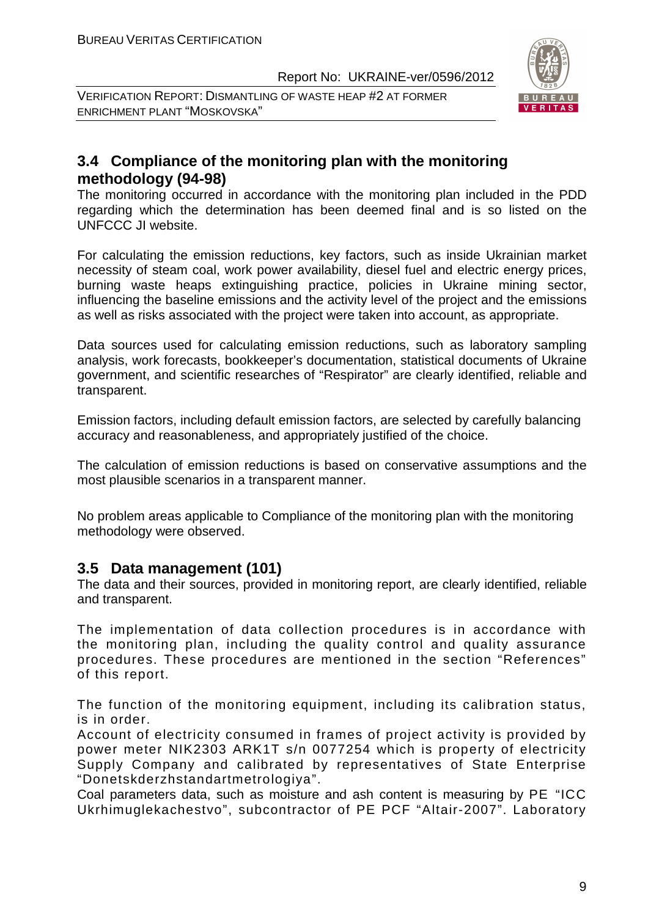## 3.4 Compliance of the monitoring plan with the monitoring methodology (94-98)

The monitoring occurred in accordance with the monitoring plan included in the PDD regarding which the determination has been deemed final and is so listed on the UNFCCC JI website.

For calculating the emission reductions, key factors, such as inside Ukrainian market necessity of steam coal, work power availability, diesel fuel and electric energy prices, burning waste heaps extinguishing practice, policies in Ukraine mining sector, influencing the baseline emissions and the activity level of the project and the emissions as well as risks associated with the project were taken into account, as appropriate.

Data sources used for calculating emission reductions, such as laboratory sampling analysis, work forecasts, bookkeeper's documentation, statistical documents of Ukraine government, and scientific researches of "Respirator" are clearly identified, reliable and transparent.

Emission factors, including default emission factors, are selected by carefully balancing accuracy and reasonableness, and appropriately justified of the choice.

The calculation of emission reductions is based on conservative assumptions and the most plausible scenarios in a transparent manner.

No problem areas applicable to Compliance of the monitoring plan with the monitoring methodology were observed.

## 3.5 Data management (101)

The data and their sources, provided in monitoring report, are clearly identified, reliable and transparent.

The implementation of data collection procedures is in accordance with the monitoring plan, including the quality control and quality assurance procedures. These procedures are mentioned in the section "References" of this report.

The function of the monitoring equipment, including its calibration status, is in order.
Account of electricity consumed in frames of project activity is provided by power meter NIK2303 ARK1T s/n 0077254 which is property of electricity Supply Company and calibrated by representatives of State Enterprise "Donetskderzhstandartmetrologiya".
Coal parameters data, such as moisture and ash content is measuring by PE "ICC Ukrhimuglekachestvo", subcontractor of PE PCF "Altair-2007". Laboratory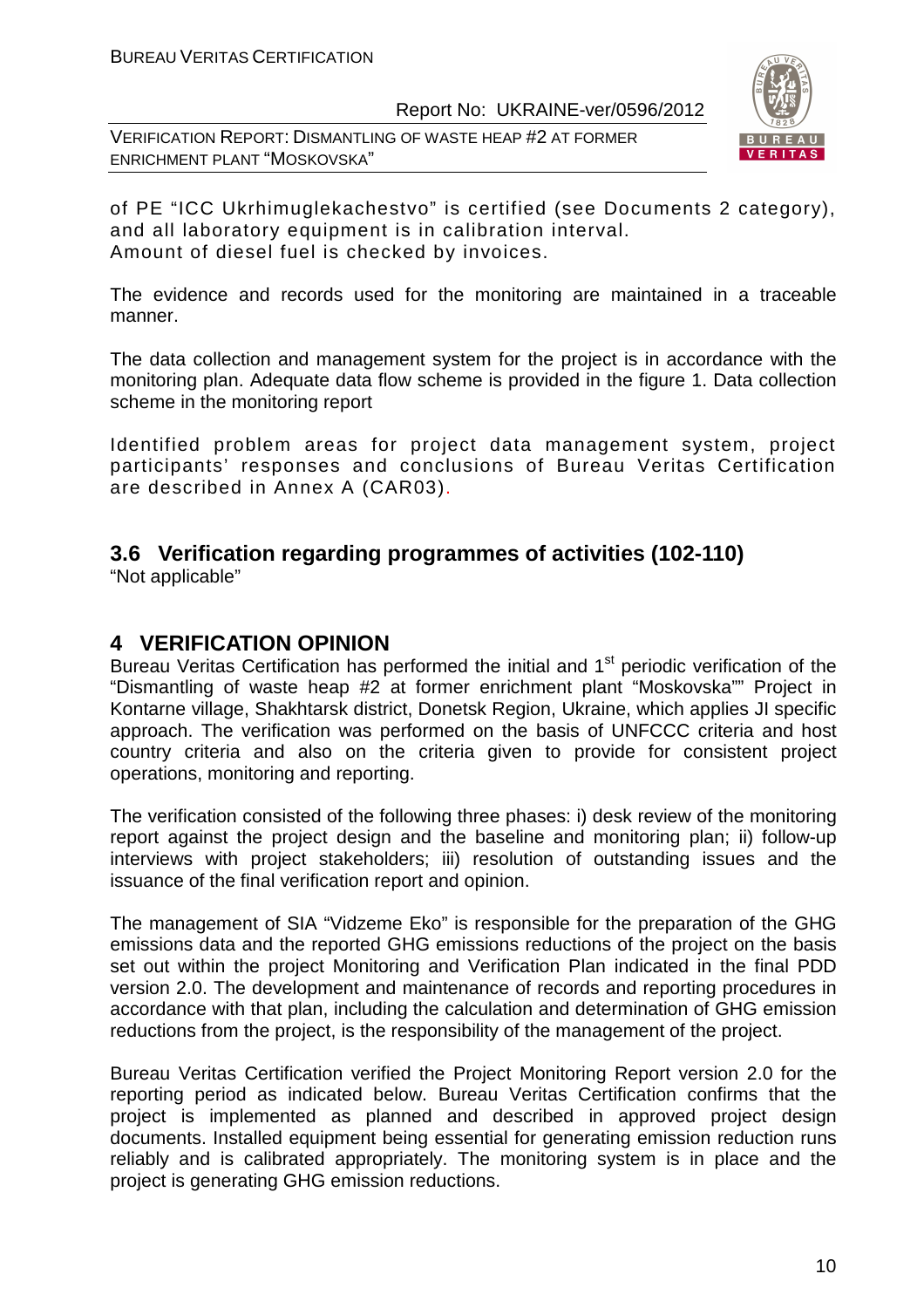of PE "ICC Ukrhimuglekachestvo" is certified (see Documents 2 category), and all laboratory equipment is in calibration interval.
Amount of diesel fuel is checked by invoices.

The evidence and records used for the monitoring are maintained in a traceable manner.

The data collection and management system for the project is in accordance with the monitoring plan. Adequate data flow scheme is provided in the figure 1. Data collection scheme in the monitoring report

Identified problem areas for project data management system, project participants' responses and conclusions of Bureau Veritas Certification are described in Annex A (CAR03).

## 3.6 Verification regarding programmes of activities (102-110)

"Not applicable"

# 4 VERIFICATION OPINION

Bureau Veritas Certification has performed the initial and 1st periodic verification of the "Dismantling of waste heap #2 at former enrichment plant "Moskovska"" Project in Kontarne village, Shakhtarsk district, Donetsk Region, Ukraine, which applies JI specific approach. The verification was performed on the basis of UNFCCC criteria and host country criteria and also on the criteria given to provide for consistent project operations, monitoring and reporting.

The verification consisted of the following three phases: i) desk review of the monitoring report against the project design and the baseline and monitoring plan; ii) follow-up interviews with project stakeholders; iii) resolution of outstanding issues and the issuance of the final verification report and opinion.

The management of SIA "Vidzeme Eko" is responsible for the preparation of the GHG emissions data and the reported GHG emissions reductions of the project on the basis set out within the project Monitoring and Verification Plan indicated in the final PDD version 2.0. The development and maintenance of records and reporting procedures in accordance with that plan, including the calculation and determination of GHG emission reductions from the project, is the responsibility of the management of the project.

Bureau Veritas Certification verified the Project Monitoring Report version 2.0 for the reporting period as indicated below. Bureau Veritas Certification confirms that the project is implemented as planned and described in approved project design documents. Installed equipment being essential for generating emission reduction runs reliably and is calibrated appropriately. The monitoring system is in place and the project is generating GHG emission reductions.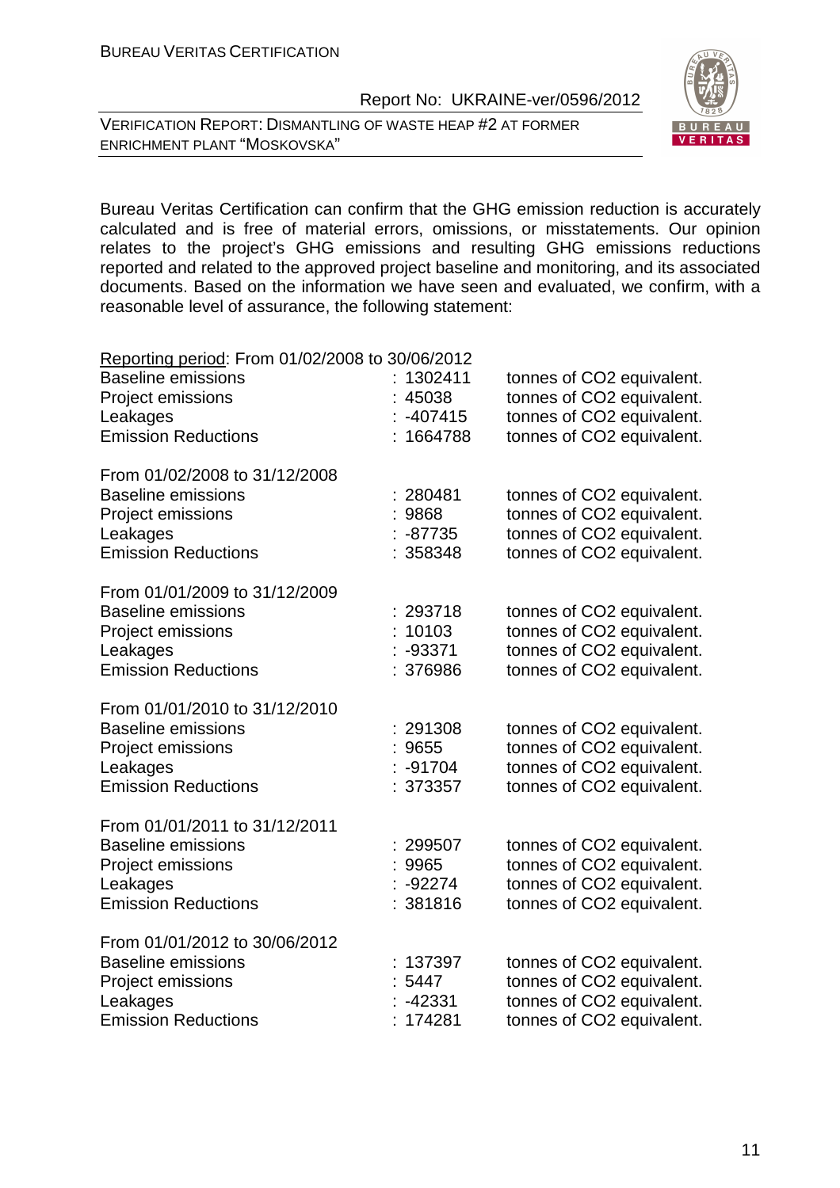Bureau Veritas Certification can confirm that the GHG emission reduction is accurately calculated and is free of material errors, omissions, or misstatements. Our opinion relates to the project's GHG emissions and resulting GHG emissions reductions reported and related to the approved project baseline and monitoring, and its associated documents. Based on the information we have seen and evaluated, we confirm, with a reasonable level of assurance, the following statement:

Reporting period: From 01/02/2008 to 30/06/2012

| | | |
|---|---|---|
| Baseline emissions | : 1302411 | tonnes of CO2 equivalent. |
| Project emissions | : 45038 | tonnes of CO2 equivalent. |
| Leakages | : -407415 | tonnes of CO2 equivalent. |
| Emission Reductions | : 1664788 | tonnes of CO2 equivalent. |

From 01/02/2008 to 31/12/2008

| | | |
|---|---|---|
| Baseline emissions | : 280481 | tonnes of CO2 equivalent. |
| Project emissions | : 9868 | tonnes of CO2 equivalent. |
| Leakages | : -87735 | tonnes of CO2 equivalent. |
| Emission Reductions | : 358348 | tonnes of CO2 equivalent. |

From 01/01/2009 to 31/12/2009

| | | |
|---|---|---|
| Baseline emissions | : 293718 | tonnes of CO2 equivalent. |
| Project emissions | : 10103 | tonnes of CO2 equivalent. |
| Leakages | : -93371 | tonnes of CO2 equivalent. |
| Emission Reductions | : 376986 | tonnes of CO2 equivalent. |

From 01/01/2010 to 31/12/2010

| | | |
|---|---|---|
| Baseline emissions | : 291308 | tonnes of CO2 equivalent. |
| Project emissions | : 9655 | tonnes of CO2 equivalent. |
| Leakages | : -91704 | tonnes of CO2 equivalent. |
| Emission Reductions | : 373357 | tonnes of CO2 equivalent. |

From 01/01/2011 to 31/12/2011

| | | |
|---|---|---|
| Baseline emissions | : 299507 | tonnes of CO2 equivalent. |
| Project emissions | : 9965 | tonnes of CO2 equivalent. |
| Leakages | : -92274 | tonnes of CO2 equivalent. |
| Emission Reductions | : 381816 | tonnes of CO2 equivalent. |

From 01/01/2012 to 30/06/2012

| | | |
|---|---|---|
| Baseline emissions | : 137397 | tonnes of CO2 equivalent. |
| Project emissions | : 5447 | tonnes of CO2 equivalent. |
| Leakages | : -42331 | tonnes of CO2 equivalent. |
| Emission Reductions | : 174281 | tonnes of CO2 equivalent. |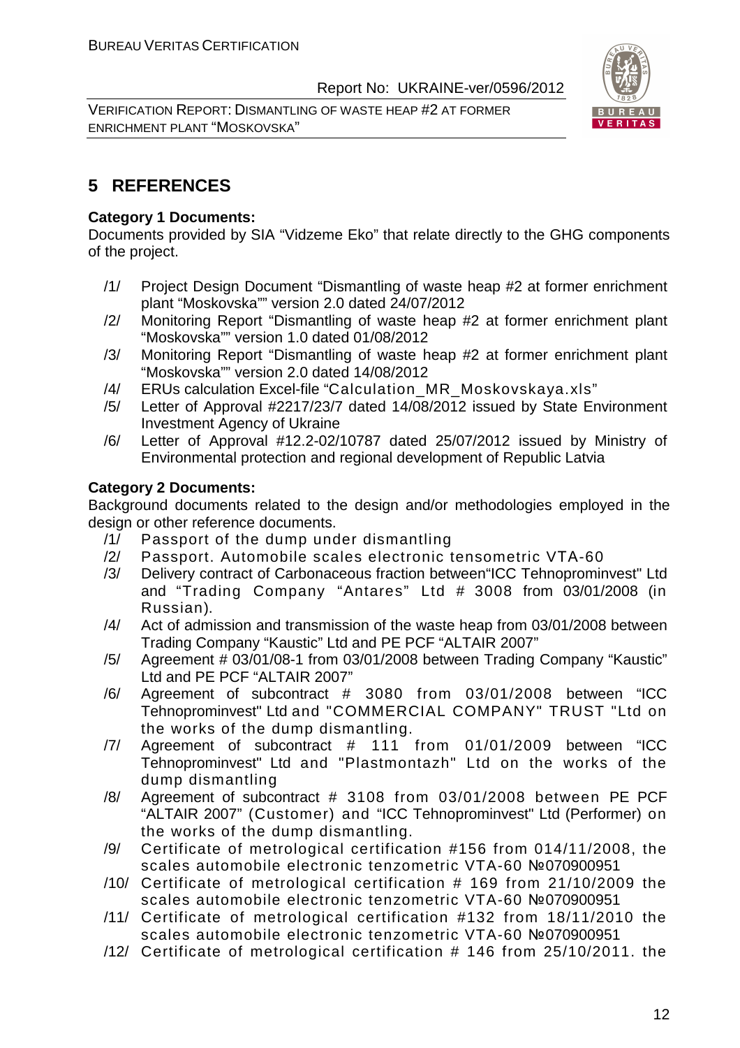## 5 REFERENCES

**Category 1 Documents:**

Documents provided by SIA “Vidzeme Eko” that relate directly to the GHG components of the project.

/1/ Project Design Document “Dismantling of waste heap #2 at former enrichment plant “Moskovska”” version 2.0 dated 24/07/2012

/2/ Monitoring Report “Dismantling of waste heap #2 at former enrichment plant “Moskovska”” version 1.0 dated 01/08/2012

/3/ Monitoring Report “Dismantling of waste heap #2 at former enrichment plant “Moskovska”” version 2.0 dated 14/08/2012

/4/ ERUs calculation Excel-file “Calculation_MR_Moskovskaya.xls”

/5/ Letter of Approval #2217/23/7 dated 14/08/2012 issued by State Environment Investment Agency of Ukraine

/6/ Letter of Approval #12.2-02/10787 dated 25/07/2012 issued by Ministry of Environmental protection and regional development of Republic Latvia

**Category 2 Documents:**

Background documents related to the design and/or methodologies employed in the design or other reference documents.

/1/ Passport of the dump under dismantling

/2/ Passport. Automobile scales electronic tensometric VTA-60

/3/ Delivery contract of Carbonaceous fraction between“ICC Tehnoprominvest" Ltd and “Trading Company “Antares” Ltd # 3008 from 03/01/2008 (in Russian).

/4/ Act of admission and transmission of the waste heap from 03/01/2008 between Trading Company “Kaustic” Ltd and PE PCF “ALTAIR 2007”

/5/ Agreement # 03/01/08-1 from 03/01/2008 between Trading Company “Kaustic” Ltd and PE PCF “ALTAIR 2007”

/6/ Agreement of subcontract # 3080 from 03/01/2008 between “ICC Tehnoprominvest" Ltd and "COMMERCIAL COMPANY" TRUST "Ltd on the works of the dump dismantling.

/7/ Agreement of subcontract # 111 from 01/01/2009 between “ICC Tehnoprominvest" Ltd and "Plastmontazh" Ltd on the works of the dump dismantling

/8/ Agreement of subcontract # 3108 from 03/01/2008 between PE PCF “ALTAIR 2007” (Customer) and “ICC Tehnoprominvest" Ltd (Performer) on the works of the dump dismantling.

/9/ Certificate of metrological certification #156 from 014/11/2008, the scales automobile electronic tenzometric VTA-60 №070900951

/10/ Certificate of metrological certification # 169 from 21/10/2009 the scales automobile electronic tenzometric VTA-60 №070900951

/11/ Certificate of metrological certification #132 from 18/11/2010 the scales automobile electronic tenzometric VTA-60 №070900951

/12/ Certificate of metrological certification # 146 from 25/10/2011. the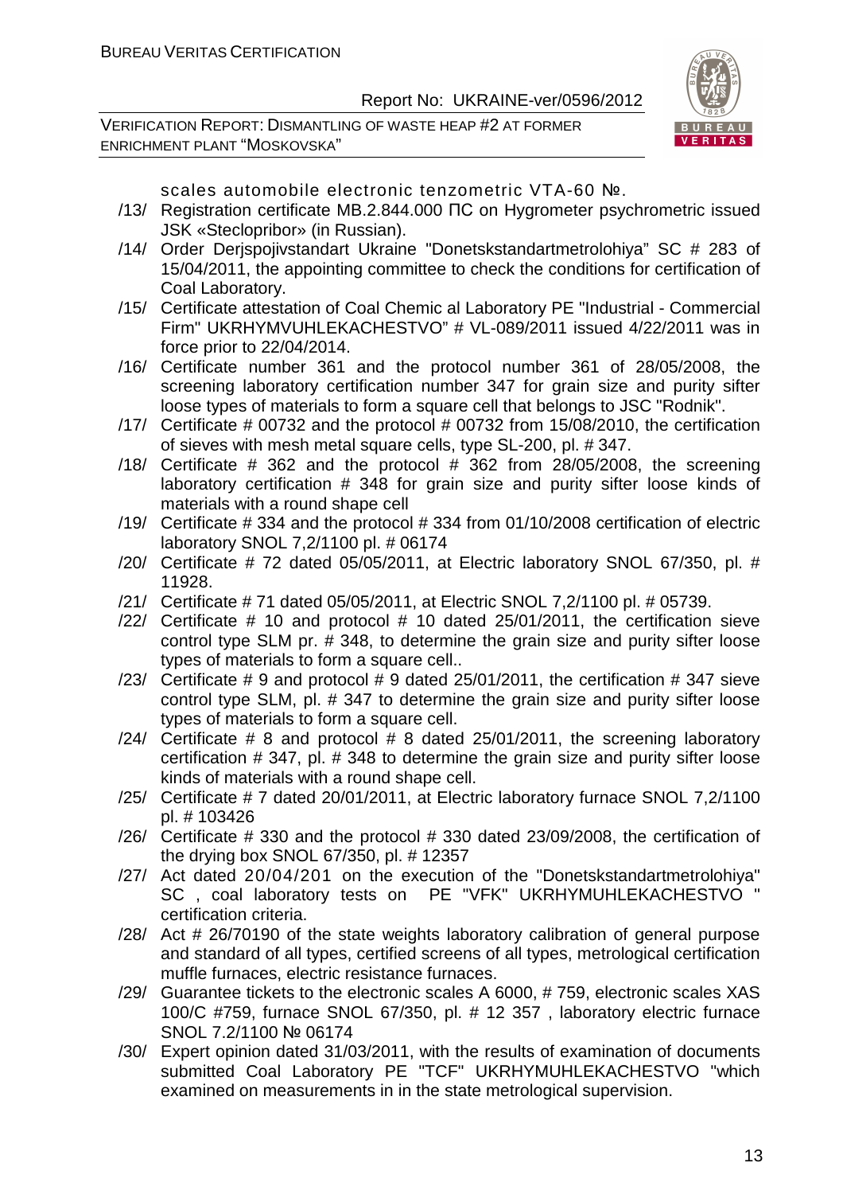scales automobile electronic tenzometric VTA-60 №.

/13/ Registration certificate MB.2.844.000 ПС on Hygrometer psychrometric issued JSK «Steclopribor» (in Russian).

/14/ Order Derjspojivstandart Ukraine "Donetskstandartmetrolohiya" SC # 283 of 15/04/2011, the appointing committee to check the conditions for certification of Coal Laboratory.

/15/ Certificate attestation of Coal Chemic al Laboratory PE "Industrial - Commercial Firm" UKRHYMVUHLEKACHESTVO" # VL-089/2011 issued 4/22/2011 was in force prior to 22/04/2014.

/16/ Certificate number 361 and the protocol number 361 of 28/05/2008, the screening laboratory certification number 347 for grain size and purity sifter loose types of materials to form a square cell that belongs to JSC "Rodnik".

/17/ Certificate # 00732 and the protocol # 00732 from 15/08/2010, the certification of sieves with mesh metal square cells, type SL-200, pl. # 347.

/18/ Certificate # 362 and the protocol # 362 from 28/05/2008, the screening laboratory certification # 348 for grain size and purity sifter loose kinds of materials with a round shape cell

/19/ Certificate # 334 and the protocol # 334 from 01/10/2008 certification of electric laboratory SNOL 7,2/1100 pl. # 06174

/20/ Certificate # 72 dated 05/05/2011, at Electric laboratory SNOL 67/350, pl. # 11928.

/21/ Certificate # 71 dated 05/05/2011, at Electric SNOL 7,2/1100 pl. # 05739.

/22/ Certificate # 10 and protocol # 10 dated 25/01/2011, the certification sieve control type SLM pr. # 348, to determine the grain size and purity sifter loose types of materials to form a square cell..

/23/ Certificate # 9 and protocol # 9 dated 25/01/2011, the certification # 347 sieve control type SLM, pl. # 347 to determine the grain size and purity sifter loose types of materials to form a square cell.

/24/ Certificate # 8 and protocol # 8 dated 25/01/2011, the screening laboratory certification # 347, pl. # 348 to determine the grain size and purity sifter loose kinds of materials with a round shape cell.

/25/ Certificate # 7 dated 20/01/2011, at Electric laboratory furnace SNOL 7,2/1100 pl. # 103426

/26/ Certificate # 330 and the protocol # 330 dated 23/09/2008, the certification of the drying box SNOL 67/350, pl. # 12357

/27/ Act dated 20/04/201 on the execution of the "Donetskstandartmetrolohiya" SC , coal laboratory tests on PE "VFK" UKRHYMUHLEKACHESTVO " certification criteria.

/28/ Act # 26/70190 of the state weights laboratory calibration of general purpose and standard of all types, certified screens of all types, metrological certification muffle furnaces, electric resistance furnaces.

/29/ Guarantee tickets to the electronic scales A 6000, # 759, electronic scales XAS 100/C #759, furnace SNOL 67/350, pl. # 12 357 , laboratory electric furnace SNOL 7.2/1100 № 06174

/30/ Expert opinion dated 31/03/2011, with the results of examination of documents submitted Coal Laboratory PE "TCF" UKRHYMUHLEKACHESTVO "which examined on measurements in in the state metrological supervision.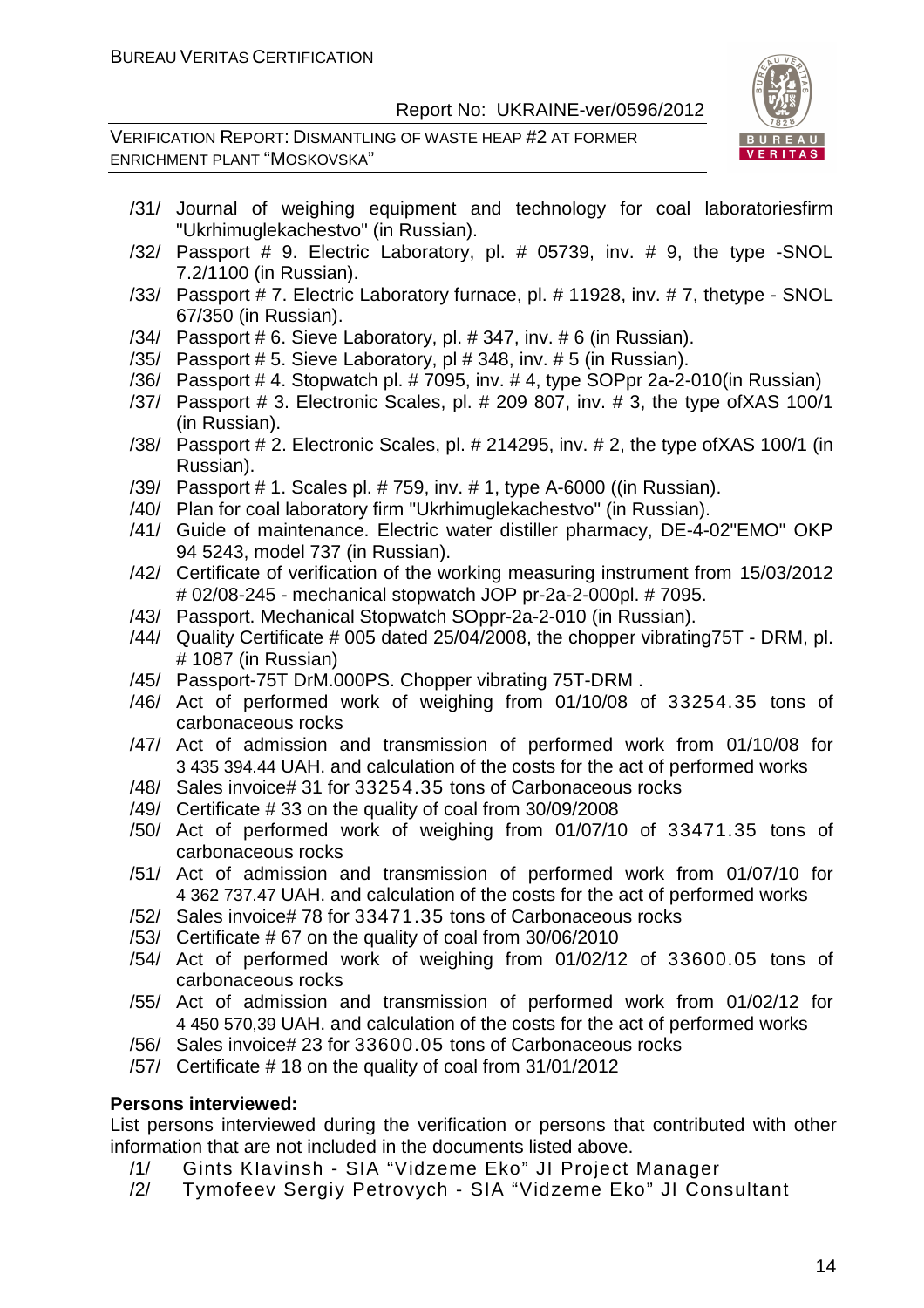/31/ Journal of weighing equipment and technology for coal laboratoriesfirm "Ukrhimuglekachestvo" (in Russian).
/32/ Passport # 9. Electric Laboratory, pl. # 05739, inv. # 9, the type -SNOL 7.2/1100 (in Russian).
/33/ Passport # 7. Electric Laboratory furnace, pl. # 11928, inv. # 7, thetype - SNOL 67/350 (in Russian).
/34/ Passport # 6. Sieve Laboratory, pl. # 347, inv. # 6 (in Russian).
/35/ Passport # 5. Sieve Laboratory, pl # 348, inv. # 5 (in Russian).
/36/ Passport # 4. Stopwatch pl. # 7095, inv. # 4, type SOPpr 2a-2-010(in Russian)
/37/ Passport # 3. Electronic Scales, pl. # 209 807, inv. # 3, the type ofXAS 100/1 (in Russian).
/38/ Passport # 2. Electronic Scales, pl. # 214295, inv. # 2, the type ofXAS 100/1 (in Russian).
/39/ Passport # 1. Scales pl. # 759, inv. # 1, type A-6000 ((in Russian).
/40/ Plan for coal laboratory firm "Ukrhimuglekachestvo" (in Russian).
/41/ Guide of maintenance. Electric water distiller pharmacy, DE-4-02"EMO" OKP 94 5243, model 737 (in Russian).
/42/ Certificate of verification of the working measuring instrument from 15/03/2012 # 02/08-245 - mechanical stopwatch JOP pr-2a-2-000pl. # 7095.
/43/ Passport. Mechanical Stopwatch SOppr-2a-2-010 (in Russian).
/44/ Quality Certificate # 005 dated 25/04/2008, the chopper vibrating75T - DRM, pl. # 1087 (in Russian)
/45/ Passport-75T DrM.000PS. Chopper vibrating 75T-DRM .
/46/ Act of performed work of weighing from 01/10/08 of 33254.35 tons of carbonaceous rocks
/47/ Act of admission and transmission of performed work from 01/10/08 for 3 435 394.44 UAH. and calculation of the costs for the act of performed works
/48/ Sales invoice# 31 for 33254.35 tons of Carbonaceous rocks
/49/ Certificate # 33 on the quality of coal from 30/09/2008
/50/ Act of performed work of weighing from 01/07/10 of 33471.35 tons of carbonaceous rocks
/51/ Act of admission and transmission of performed work from 01/07/10 for 4 362 737.47 UAH. and calculation of the costs for the act of performed works
/52/ Sales invoice# 78 for 33471.35 tons of Carbonaceous rocks
/53/ Certificate # 67 on the quality of coal from 30/06/2010
/54/ Act of performed work of weighing from 01/02/12 of 33600.05 tons of carbonaceous rocks
/55/ Act of admission and transmission of performed work from 01/02/12 for 4 450 570,39 UAH. and calculation of the costs for the act of performed works
/56/ Sales invoice# 23 for 33600.05 tons of Carbonaceous rocks
/57/ Certificate # 18 on the quality of coal from 31/01/2012

**Persons interviewed:**

List persons interviewed during the verification or persons that contributed with other information that are not included in the documents listed above.

/1/ Gints KIavinsh - SIA "Vidzeme Eko" JI Project Manager
/2/ Tymofeev Sergiy Petrovych - SIA "Vidzeme Eko" JI Consultant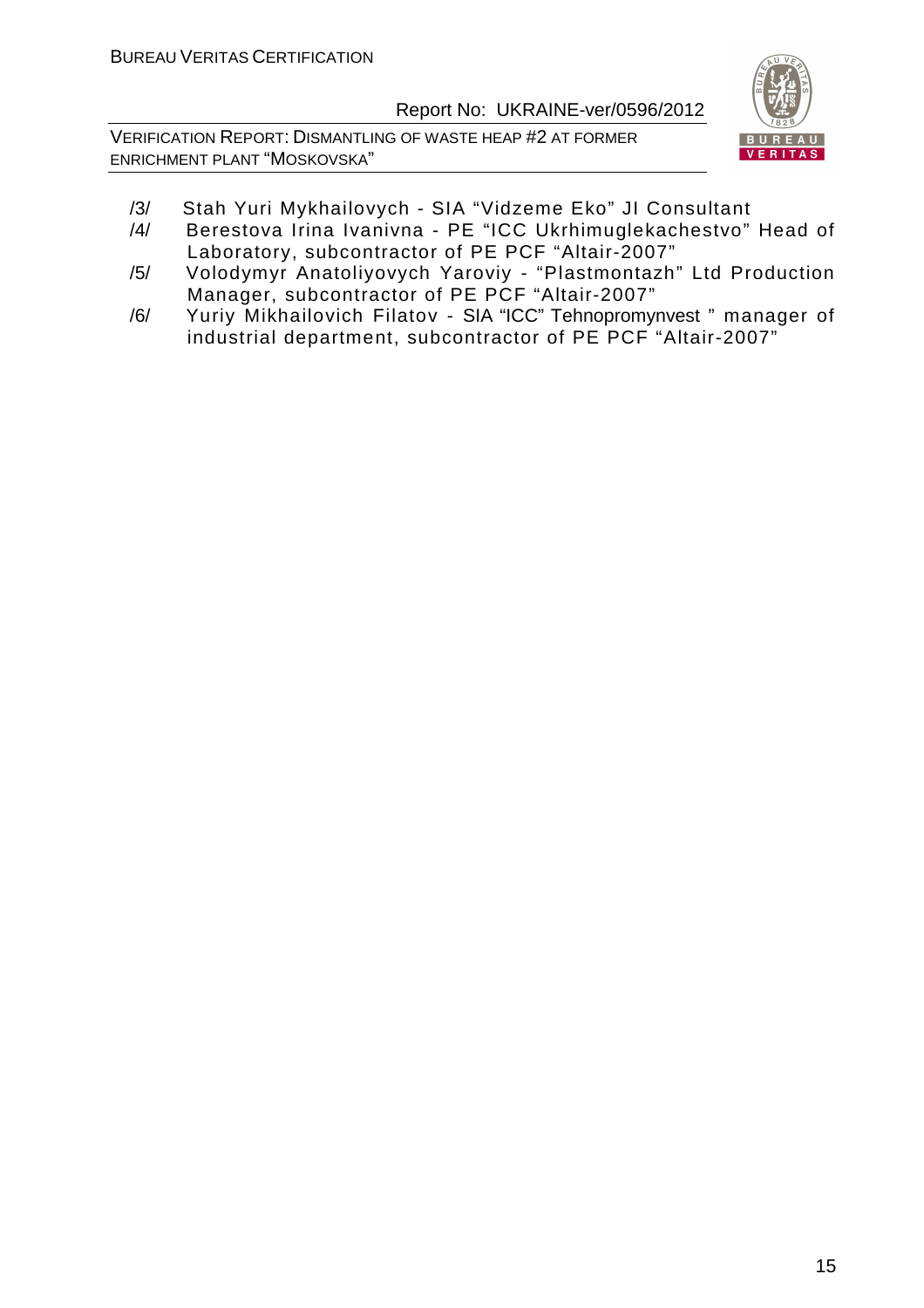/3/ Stah Yuri Mykhailovych - SIA "Vidzeme Eko" JI Consultant

/4/ Berestova Irina Ivanivna - PE "ICC Ukrhimuglekachestvo" Head of Laboratory, subcontractor of PE PCF "Altair-2007"

/5/ Volodymyr Anatoliyovych Yaroviy - "Plastmontazh" Ltd Production Manager, subcontractor of PE PCF "Altair-2007"

/6/ Yuriy Mikhailovich Filatov - SIA "ICC" Tehnopromynvest " manager of industrial department, subcontractor of PE PCF "Altair-2007"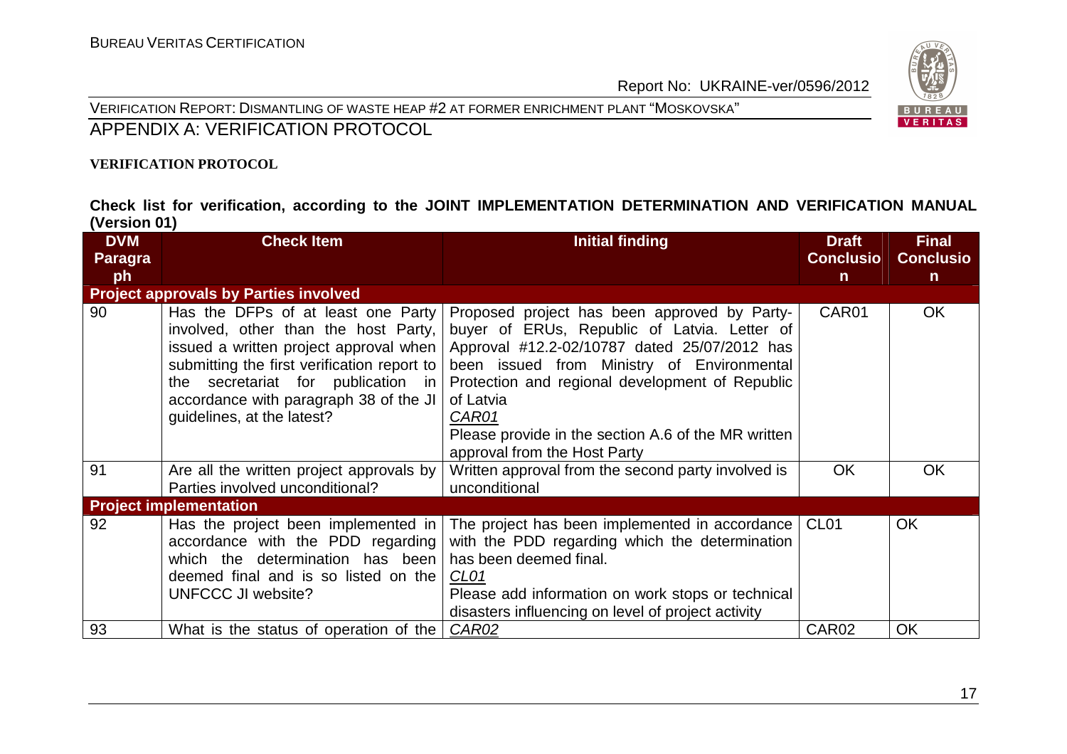## APPENDIX A: VERIFICATION PROTOCOL

**VERIFICATION PROTOCOL**

**Check list for verification, according to the JOINT IMPLEMENTATION DETERMINATION AND VERIFICATION MANUAL (Version 01)**

| DVM Paragraph | Check Item | Initial finding | Draft Conclusion | Final Conclusion |
|---|---|---|---|---|
| **Project approvals by Parties involved** | | | | |
| 90 | Has the DFPs of at least one Party involved, other than the host Party, issued a written project approval when submitting the first verification report to the secretariat for publication in accordance with paragraph 38 of the JI guidelines, at the latest? | Proposed project has been approved by Party-buyer of ERUs, Republic of Latvia. Letter of Approval #12.2-02/10787 dated 25/07/2012 has been issued from Ministry of Environmental Protection and regional development of Republic of Latvia<br>*CAR01*<br>Please provide in the section A.6 of the MR written approval from the Host Party | CAR01 | OK |
| 91 | Are all the written project approvals by Parties involved unconditional? | Written approval from the second party involved is unconditional | OK | OK |
| **Project implementation** | | | | |
| 92 | Has the project been implemented in accordance with the PDD regarding which the determination has been deemed final and is so listed on the UNFCCC JI website? | The project has been implemented in accordance with the PDD regarding which the determination has been deemed final.<br>*CL01*<br>Please add information on work stops or technical disasters influencing on level of project activity | CL01 | OK |
| 93 | What is the status of operation of the | *CAR02* | CAR02 | OK |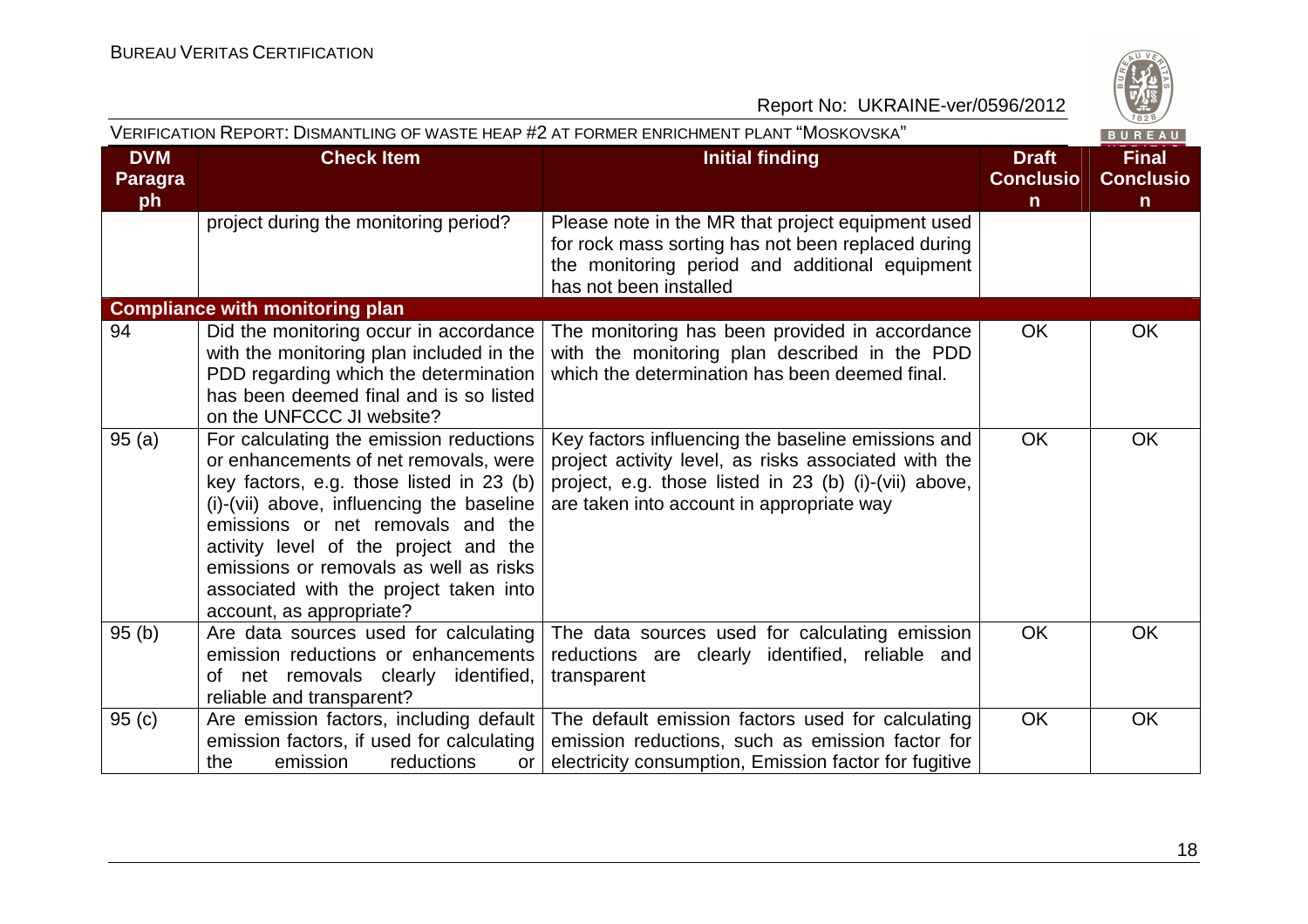| DVM Paragraph | Check Item | Initial finding | Draft Conclusion | Final Conclusion |
|---|---|---|---|---|
| | project during the monitoring period? | Please note in the MR that project equipment used for rock mass sorting has not been replaced during the monitoring period and additional equipment has not been installed | | |
| **Compliance with monitoring plan** | | | | |
| 94 | Did the monitoring occur in accordance with the monitoring plan included in the PDD regarding which the determination has been deemed final and is so listed on the UNFCCC JI website? | The monitoring has been provided in accordance with the monitoring plan described in the PDD which the determination has been deemed final. | OK | OK |
| 95 (a) | For calculating the emission reductions or enhancements of net removals, were key factors, e.g. those listed in 23 (b) (i)-(vii) above, influencing the baseline emissions or net removals and the activity level of the project and the emissions or removals as well as risks associated with the project taken into account, as appropriate? | Key factors influencing the baseline emissions and project activity level, as risks associated with the project, e.g. those listed in 23 (b) (i)-(vii) above, are taken into account in appropriate way | OK | OK |
| 95 (b) | Are data sources used for calculating emission reductions or enhancements of net removals clearly identified, reliable and transparent? | The data sources used for calculating emission reductions are clearly identified, reliable and transparent | OK | OK |
| 95 (c) | Are emission factors, including default emission factors, if used for calculating the emission reductions or | The default emission factors used for calculating emission reductions, such as emission factor for electricity consumption, Emission factor for fugitive | OK | OK |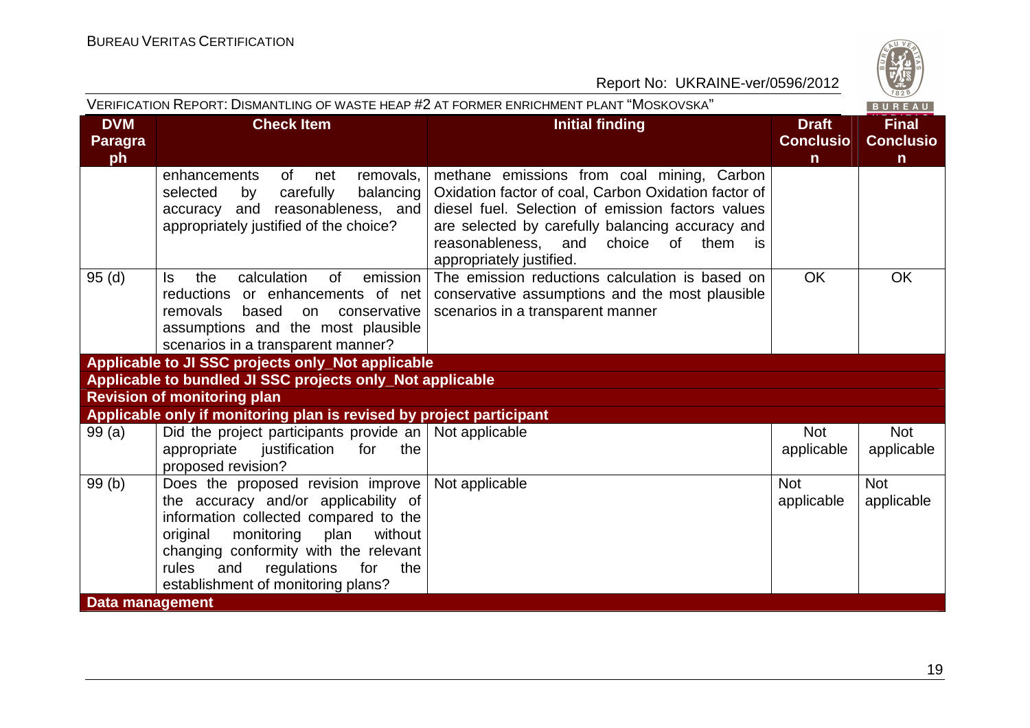| DVM Paragraph | Check Item | Initial finding | Draft Conclusion | Final Conclusion |
|---|---|---|---|---|
| | enhancements of net removals, selected by carefully balancing accuracy and reasonableness, and appropriately justified of the choice? | methane emissions from coal mining, Carbon Oxidation factor of coal, Carbon Oxidation factor of diesel fuel. Selection of emission factors values are selected by carefully balancing accuracy and reasonableness, and choice of them is appropriately justified. | | |
| 95 (d) | Is the calculation of emission reductions or enhancements of net removals based on conservative assumptions and the most plausible scenarios in a transparent manner? | The emission reductions calculation is based on conservative assumptions and the most plausible scenarios in a transparent manner | OK | OK |
| **Applicable to JI SSC projects only_Not applicable** | | | | |
| **Applicable to bundled JI SSC projects only_Not applicable** | | | | |
| **Revision of monitoring plan** | | | | |
| **Applicable only if monitoring plan is revised by project participant** | | | | |
| 99 (a) | Did the project participants provide an appropriate justification for the proposed revision? | Not applicable | Not applicable | Not applicable |
| 99 (b) | Does the proposed revision improve the accuracy and/or applicability of information collected compared to the original monitoring plan without changing conformity with the relevant rules and regulations for the establishment of monitoring plans? | Not applicable | Not applicable | Not applicable |
| **Data management** | | | | |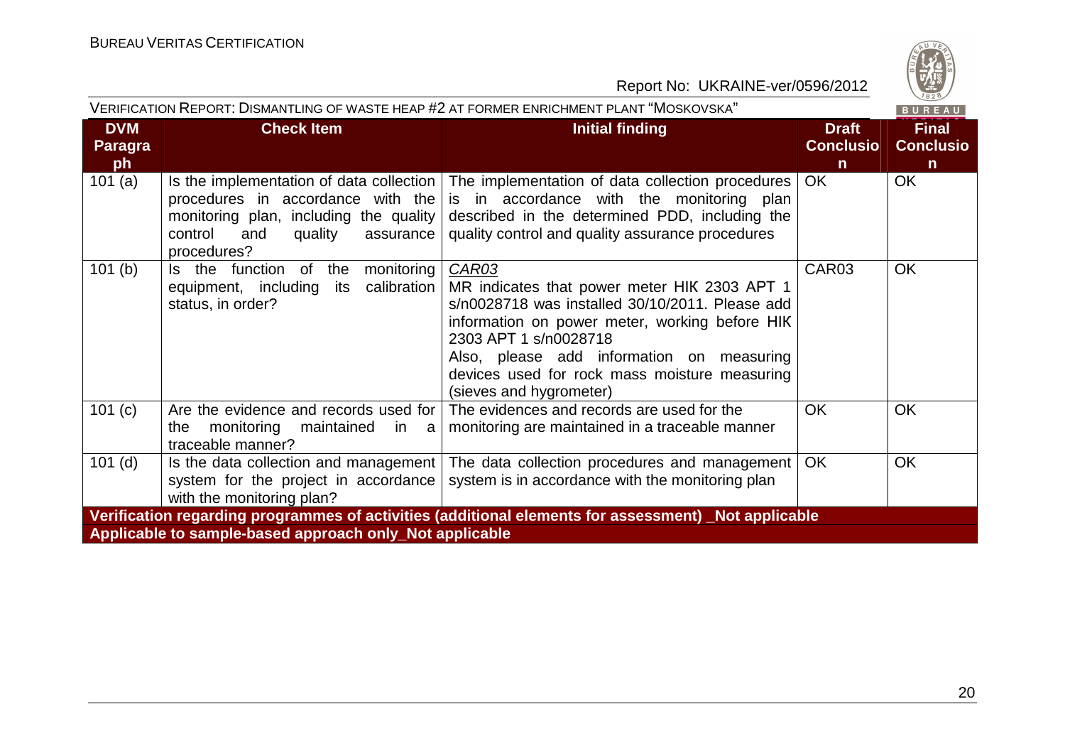| DVM Paragraph | Check Item | Initial finding | Draft Conclusion | Final Conclusion |
|---|---|---|---|---|
| 101 (a) | Is the implementation of data collection procedures in accordance with the monitoring plan, including the quality control and quality assurance procedures? | The implementation of data collection procedures is in accordance with the monitoring plan described in the determined PDD, including the quality control and quality assurance procedures | OK | OK |
| 101 (b) | Is the function of the monitoring equipment, including its calibration status, in order? | *CAR03*<br>MR indicates that power meter НІК 2303 АРТ 1 s/n0028718 was installed 30/10/2011. Please add information on power meter, working before НІК 2303 АРТ 1 s/n0028718<br>Also, please add information on measuring devices used for rock mass moisture measuring (sieves and hygrometer) | CAR03 | OK |
| 101 (c) | Are the evidence and records used for the monitoring maintained in a traceable manner? | The evidences and records are used for the monitoring are maintained in a traceable manner | OK | OK |
| 101 (d) | Is the data collection and management system for the project in accordance with the monitoring plan? | The data collection procedures and management system is in accordance with the monitoring plan | OK | OK |
| **Verification regarding programmes of activities (additional elements for assessment) _Not applicable** | | | | |
| **Applicable to sample-based approach only_Not applicable** | | | | |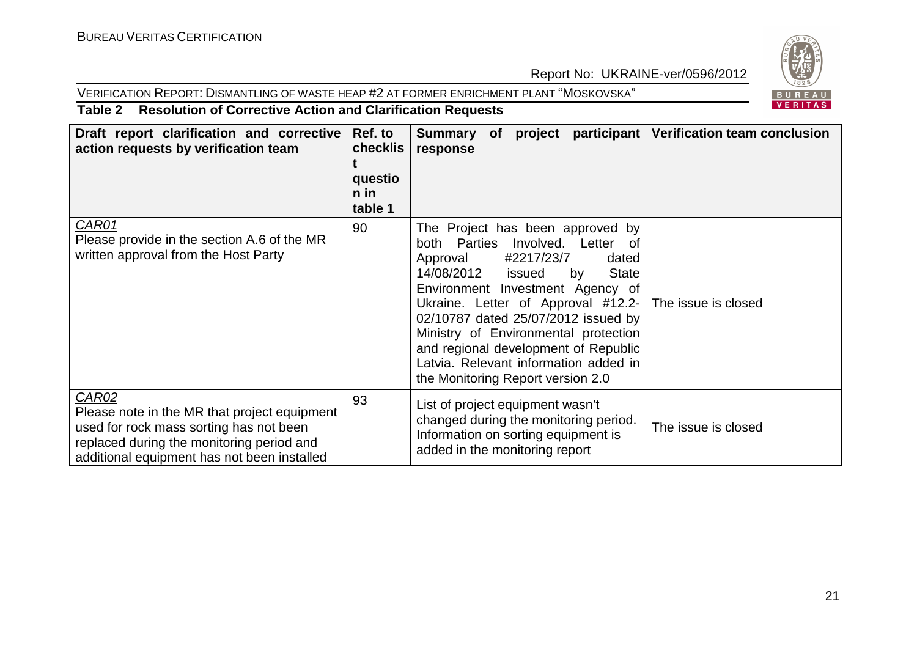**Table 2 Resolution of Corrective Action and Clarification Requests**

| Draft report clarification and corrective action requests by verification team | Ref. to checklist question in table 1 | Summary of project participant response | Verification team conclusion |
|---|---|---|---|
| *CAR01*<br>Please provide in the section A.6 of the MR written approval from the Host Party | 90 | The Project has been approved by both Parties Involved. Letter of Approval #2217/23/7 dated 14/08/2012 issued by State Environment Investment Agency of Ukraine. Letter of Approval #12.2-02/10787 dated 25/07/2012 issued by Ministry of Environmental protection and regional development of Republic Latvia. Relevant information added in the Monitoring Report version 2.0 | The issue is closed |
| *CAR02*<br>Please note in the MR that project equipment used for rock mass sorting has not been replaced during the monitoring period and additional equipment has not been installed | 93 | List of project equipment wasn't changed during the monitoring period. Information on sorting equipment is added in the monitoring report | The issue is closed |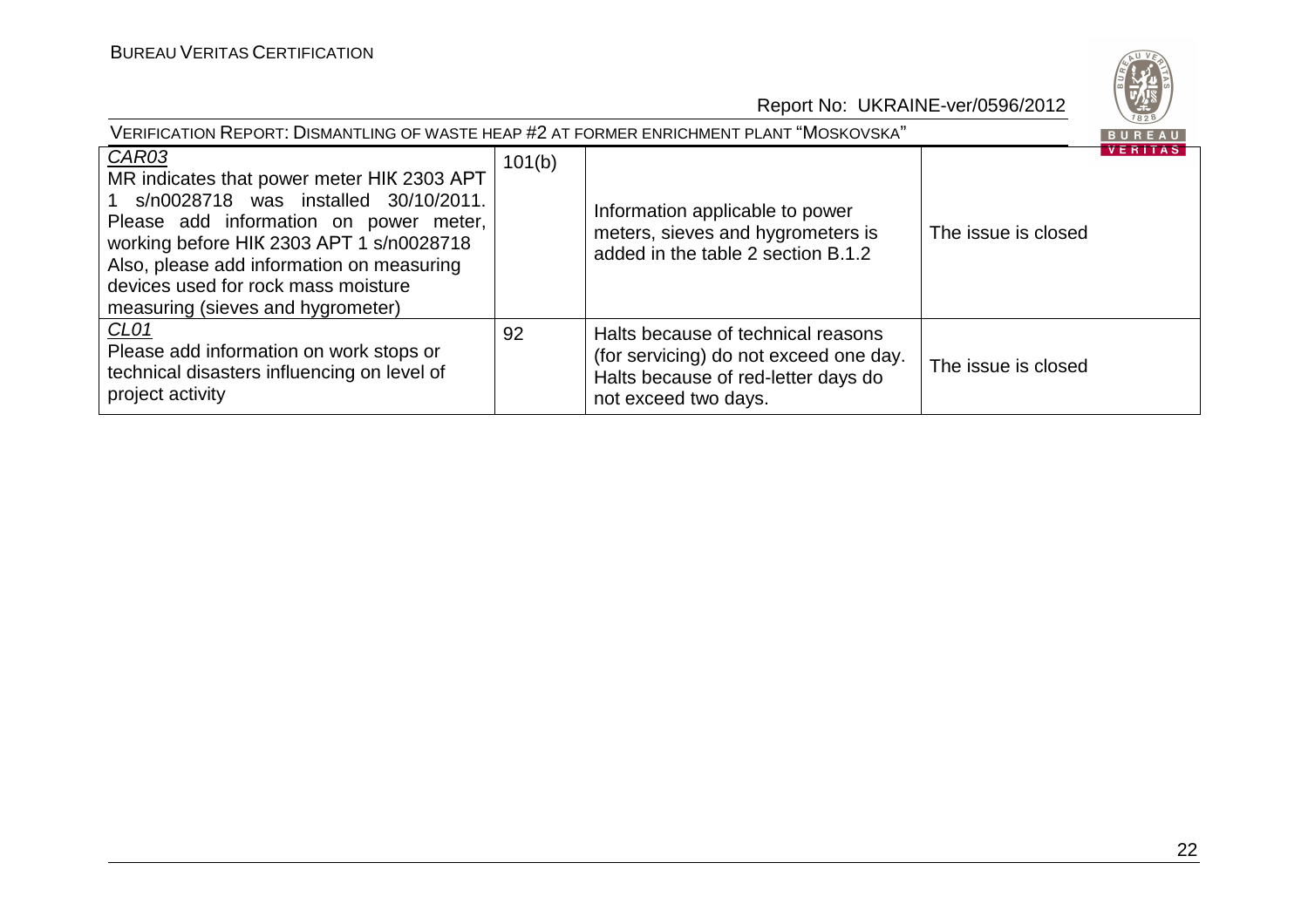| | | | |
|---|---|---|---|
| *CAR03* MR indicates that power meter НІК 2303 АРТ 1 s/n0028718 was installed 30/10/2011. Please add information on power meter, working before НІК 2303 АРТ 1 s/n0028718 Also, please add information on measuring devices used for rock mass moisture measuring (sieves and hygrometer) | 101(b) | Information applicable to power meters, sieves and hygrometers is added in the table 2 section B.1.2 | The issue is closed |
| *CL01* Please add information on work stops or technical disasters influencing on level of project activity | 92 | Halts because of technical reasons (for servicing) do not exceed one day. Halts because of red-letter days do not exceed two days. | The issue is closed |